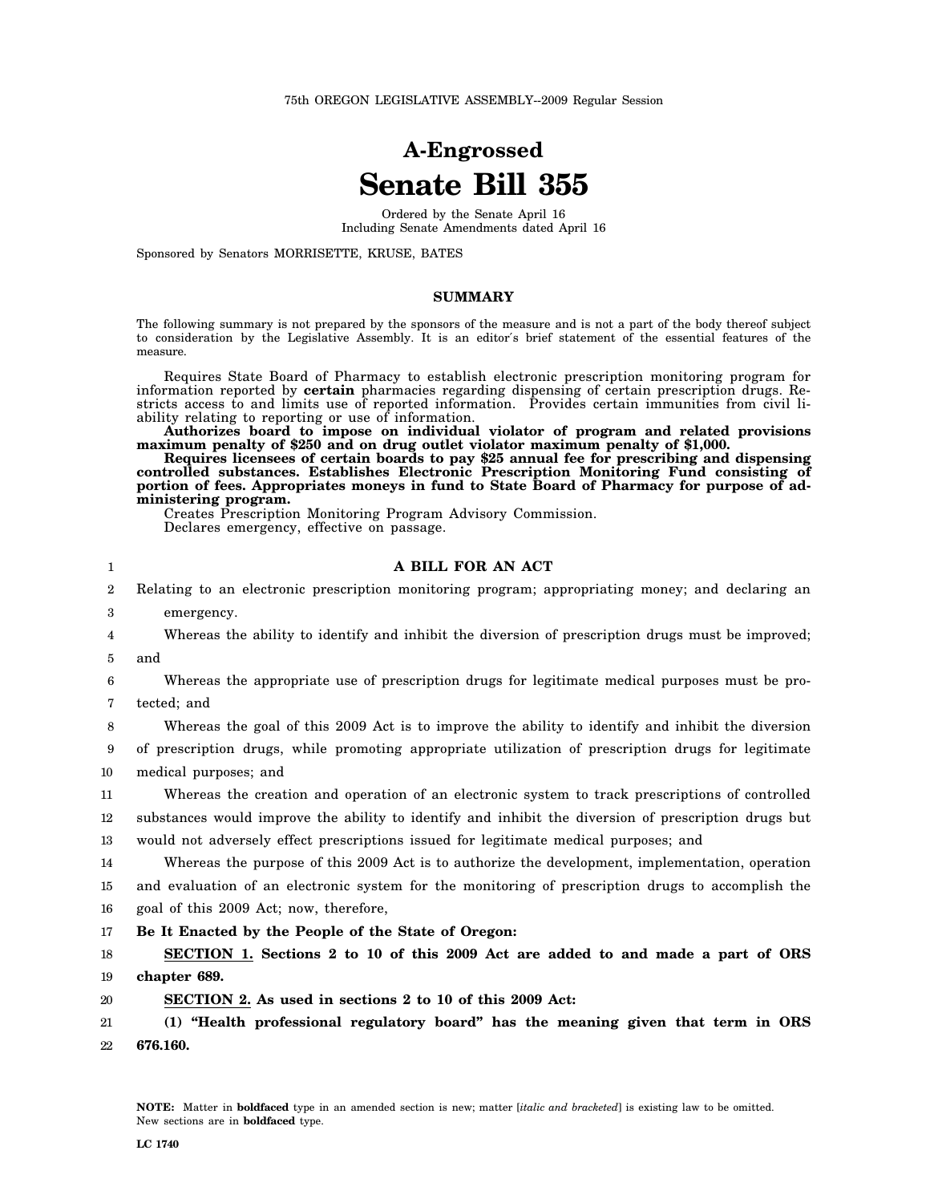75th OREGON LEGISLATIVE ASSEMBLY--2009 Regular Session

# A-Engrossed
# Senate Bill 355

Ordered by the Senate April 16
Including Senate Amendments dated April 16

Sponsored by Senators MORRISETTE, KRUSE, BATES

## SUMMARY

The following summary is not prepared by the sponsors of the measure and is not a part of the body thereof subject to consideration by the Legislative Assembly. It is an editor's brief statement of the essential features of the measure.

Requires State Board of Pharmacy to establish electronic prescription monitoring program for information reported by **certain** pharmacies regarding dispensing of certain prescription drugs. Restricts access to and limits use of reported information. Provides certain immunities from civil liability relating to reporting or use of information.

**Authorizes board to impose on individual violator of program and related provisions maximum penalty of $250 and on drug outlet violator maximum penalty of $1,000.**

**Requires licensees of certain boards to pay $25 annual fee for prescribing and dispensing controlled substances. Establishes Electronic Prescription Monitoring Fund consisting of portion of fees. Appropriates moneys in fund to State Board of Pharmacy for purpose of administering program.**

Creates Prescription Monitoring Program Advisory Commission.

Declares emergency, effective on passage.

**A BILL FOR AN ACT**

Relating to an electronic prescription monitoring program; appropriating money; and declaring an emergency.

Whereas the ability to identify and inhibit the diversion of prescription drugs must be improved; and

Whereas the appropriate use of prescription drugs for legitimate medical purposes must be protected; and

Whereas the goal of this 2009 Act is to improve the ability to identify and inhibit the diversion of prescription drugs, while promoting appropriate utilization of prescription drugs for legitimate medical purposes; and

Whereas the creation and operation of an electronic system to track prescriptions of controlled substances would improve the ability to identify and inhibit the diversion of prescription drugs but would not adversely effect prescriptions issued for legitimate medical purposes; and

Whereas the purpose of this 2009 Act is to authorize the development, implementation, operation and evaluation of an electronic system for the monitoring of prescription drugs to accomplish the goal of this 2009 Act; now, therefore,

**Be It Enacted by the People of the State of Oregon:**

**SECTION 1. Sections 2 to 10 of this 2009 Act are added to and made a part of ORS chapter 689.**

**SECTION 2. As used in sections 2 to 10 of this 2009 Act:**

**(1) "Health professional regulatory board" has the meaning given that term in ORS 676.160.**

**NOTE:** Matter in **boldfaced** type in an amended section is new; matter [*italic and bracketed*] is existing law to be omitted. New sections are in **boldfaced** type.

**LC 1740**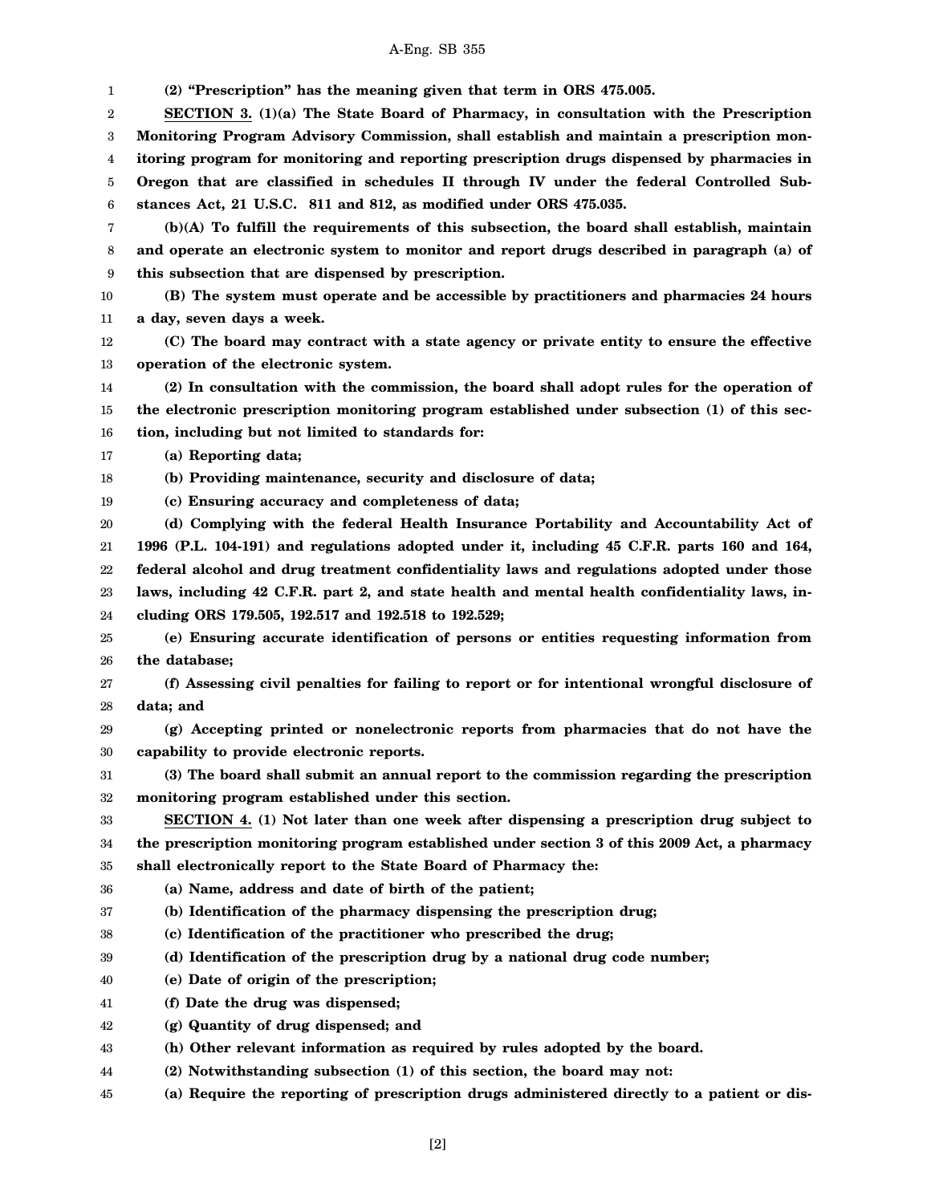**(2) "Prescription" has the meaning given that term in ORS 475.005.**

**SECTION 3. (1)(a) The State Board of Pharmacy, in consultation with the Prescription Monitoring Program Advisory Commission, shall establish and maintain a prescription monitoring program for monitoring and reporting prescription drugs dispensed by pharmacies in Oregon that are classified in schedules II through IV under the federal Controlled Substances Act, 21 U.S.C. 811 and 812, as modified under ORS 475.035.**

**(b)(A) To fulfill the requirements of this subsection, the board shall establish, maintain and operate an electronic system to monitor and report drugs described in paragraph (a) of this subsection that are dispensed by prescription.**

**(B) The system must operate and be accessible by practitioners and pharmacies 24 hours a day, seven days a week.**

**(C) The board may contract with a state agency or private entity to ensure the effective operation of the electronic system.**

**(2) In consultation with the commission, the board shall adopt rules for the operation of the electronic prescription monitoring program established under subsection (1) of this section, including but not limited to standards for:**

**(a) Reporting data;**

**(b) Providing maintenance, security and disclosure of data;**

**(c) Ensuring accuracy and completeness of data;**

**(d) Complying with the federal Health Insurance Portability and Accountability Act of 1996 (P.L. 104-191) and regulations adopted under it, including 45 C.F.R. parts 160 and 164, federal alcohol and drug treatment confidentiality laws and regulations adopted under those laws, including 42 C.F.R. part 2, and state health and mental health confidentiality laws, including ORS 179.505, 192.517 and 192.518 to 192.529;**

**(e) Ensuring accurate identification of persons or entities requesting information from the database;**

**(f) Assessing civil penalties for failing to report or for intentional wrongful disclosure of data; and**

**(g) Accepting printed or nonelectronic reports from pharmacies that do not have the capability to provide electronic reports.**

**(3) The board shall submit an annual report to the commission regarding the prescription monitoring program established under this section.**

**SECTION 4. (1) Not later than one week after dispensing a prescription drug subject to the prescription monitoring program established under section 3 of this 2009 Act, a pharmacy shall electronically report to the State Board of Pharmacy the:**

**(a) Name, address and date of birth of the patient;**

**(b) Identification of the pharmacy dispensing the prescription drug;**

**(c) Identification of the practitioner who prescribed the drug;**

**(d) Identification of the prescription drug by a national drug code number;**

**(e) Date of origin of the prescription;**

**(f) Date the drug was dispensed;**

**(g) Quantity of drug dispensed; and**

**(h) Other relevant information as required by rules adopted by the board.**

**(2) Notwithstanding subsection (1) of this section, the board may not:**

**(a) Require the reporting of prescription drugs administered directly to a patient or dis-**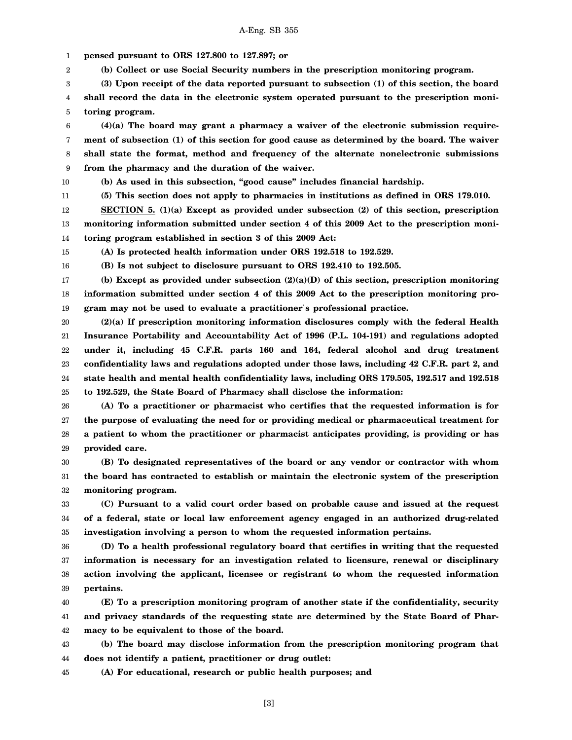**pensed pursuant to ORS 127.800 to 127.897; or**

**(b) Collect or use Social Security numbers in the prescription monitoring program.**

**(3) Upon receipt of the data reported pursuant to subsection (1) of this section, the board shall record the data in the electronic system operated pursuant to the prescription monitoring program.**

**(4)(a) The board may grant a pharmacy a waiver of the electronic submission requirement of subsection (1) of this section for good cause as determined by the board. The waiver shall state the format, method and frequency of the alternate nonelectronic submissions from the pharmacy and the duration of the waiver.**

**(b) As used in this subsection, "good cause" includes financial hardship.**

**(5) This section does not apply to pharmacies in institutions as defined in ORS 179.010.**

**SECTION 5. (1)(a) Except as provided under subsection (2) of this section, prescription monitoring information submitted under section 4 of this 2009 Act to the prescription monitoring program established in section 3 of this 2009 Act:**

**(A) Is protected health information under ORS 192.518 to 192.529.**

**(B) Is not subject to disclosure pursuant to ORS 192.410 to 192.505.**

**(b) Except as provided under subsection (2)(a)(D) of this section, prescription monitoring information submitted under section 4 of this 2009 Act to the prescription monitoring program may not be used to evaluate a practitioner's professional practice.**

**(2)(a) If prescription monitoring information disclosures comply with the federal Health Insurance Portability and Accountability Act of 1996 (P.L. 104-191) and regulations adopted under it, including 45 C.F.R. parts 160 and 164, federal alcohol and drug treatment confidentiality laws and regulations adopted under those laws, including 42 C.F.R. part 2, and state health and mental health confidentiality laws, including ORS 179.505, 192.517 and 192.518 to 192.529, the State Board of Pharmacy shall disclose the information:**

**(A) To a practitioner or pharmacist who certifies that the requested information is for the purpose of evaluating the need for or providing medical or pharmaceutical treatment for a patient to whom the practitioner or pharmacist anticipates providing, is providing or has provided care.**

**(B) To designated representatives of the board or any vendor or contractor with whom the board has contracted to establish or maintain the electronic system of the prescription monitoring program.**

**(C) Pursuant to a valid court order based on probable cause and issued at the request of a federal, state or local law enforcement agency engaged in an authorized drug-related investigation involving a person to whom the requested information pertains.**

**(D) To a health professional regulatory board that certifies in writing that the requested information is necessary for an investigation related to licensure, renewal or disciplinary action involving the applicant, licensee or registrant to whom the requested information pertains.**

**(E) To a prescription monitoring program of another state if the confidentiality, security and privacy standards of the requesting state are determined by the State Board of Pharmacy to be equivalent to those of the board.**

**(b) The board may disclose information from the prescription monitoring program that does not identify a patient, practitioner or drug outlet:**

**(A) For educational, research or public health purposes; and**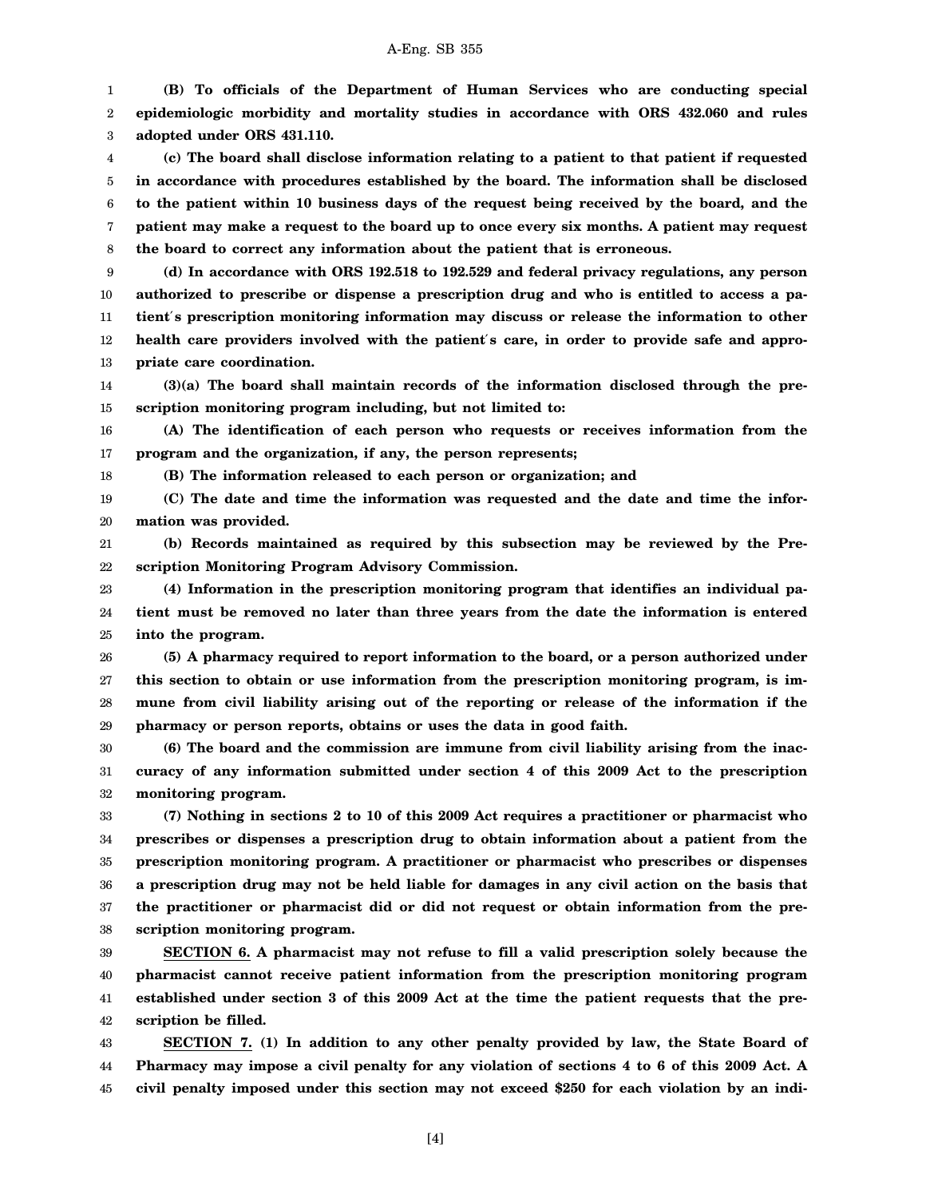**(B) To officials of the Department of Human Services who are conducting special epidemiologic morbidity and mortality studies in accordance with ORS 432.060 and rules adopted under ORS 431.110.**

**(c) The board shall disclose information relating to a patient to that patient if requested in accordance with procedures established by the board. The information shall be disclosed to the patient within 10 business days of the request being received by the board, and the patient may make a request to the board up to once every six months. A patient may request the board to correct any information about the patient that is erroneous.**

**(d) In accordance with ORS 192.518 to 192.529 and federal privacy regulations, any person authorized to prescribe or dispense a prescription drug and who is entitled to access a patient's prescription monitoring information may discuss or release the information to other health care providers involved with the patient's care, in order to provide safe and appropriate care coordination.**

**(3)(a) The board shall maintain records of the information disclosed through the prescription monitoring program including, but not limited to:**

**(A) The identification of each person who requests or receives information from the program and the organization, if any, the person represents;**

**(B) The information released to each person or organization; and**

**(C) The date and time the information was requested and the date and time the information was provided.**

**(b) Records maintained as required by this subsection may be reviewed by the Prescription Monitoring Program Advisory Commission.**

**(4) Information in the prescription monitoring program that identifies an individual patient must be removed no later than three years from the date the information is entered into the program.**

**(5) A pharmacy required to report information to the board, or a person authorized under this section to obtain or use information from the prescription monitoring program, is immune from civil liability arising out of the reporting or release of the information if the pharmacy or person reports, obtains or uses the data in good faith.**

**(6) The board and the commission are immune from civil liability arising from the inaccuracy of any information submitted under section 4 of this 2009 Act to the prescription monitoring program.**

**(7) Nothing in sections 2 to 10 of this 2009 Act requires a practitioner or pharmacist who prescribes or dispenses a prescription drug to obtain information about a patient from the prescription monitoring program. A practitioner or pharmacist who prescribes or dispenses a prescription drug may not be held liable for damages in any civil action on the basis that the practitioner or pharmacist did or did not request or obtain information from the prescription monitoring program.**

**<u>SECTION 6.</u> A pharmacist may not refuse to fill a valid prescription solely because the pharmacist cannot receive patient information from the prescription monitoring program established under section 3 of this 2009 Act at the time the patient requests that the prescription be filled.**

**<u>SECTION 7.</u> (1) In addition to any other penalty provided by law, the State Board of Pharmacy may impose a civil penalty for any violation of sections 4 to 6 of this 2009 Act. A civil penalty imposed under this section may not exceed $250 for each violation by an indi-**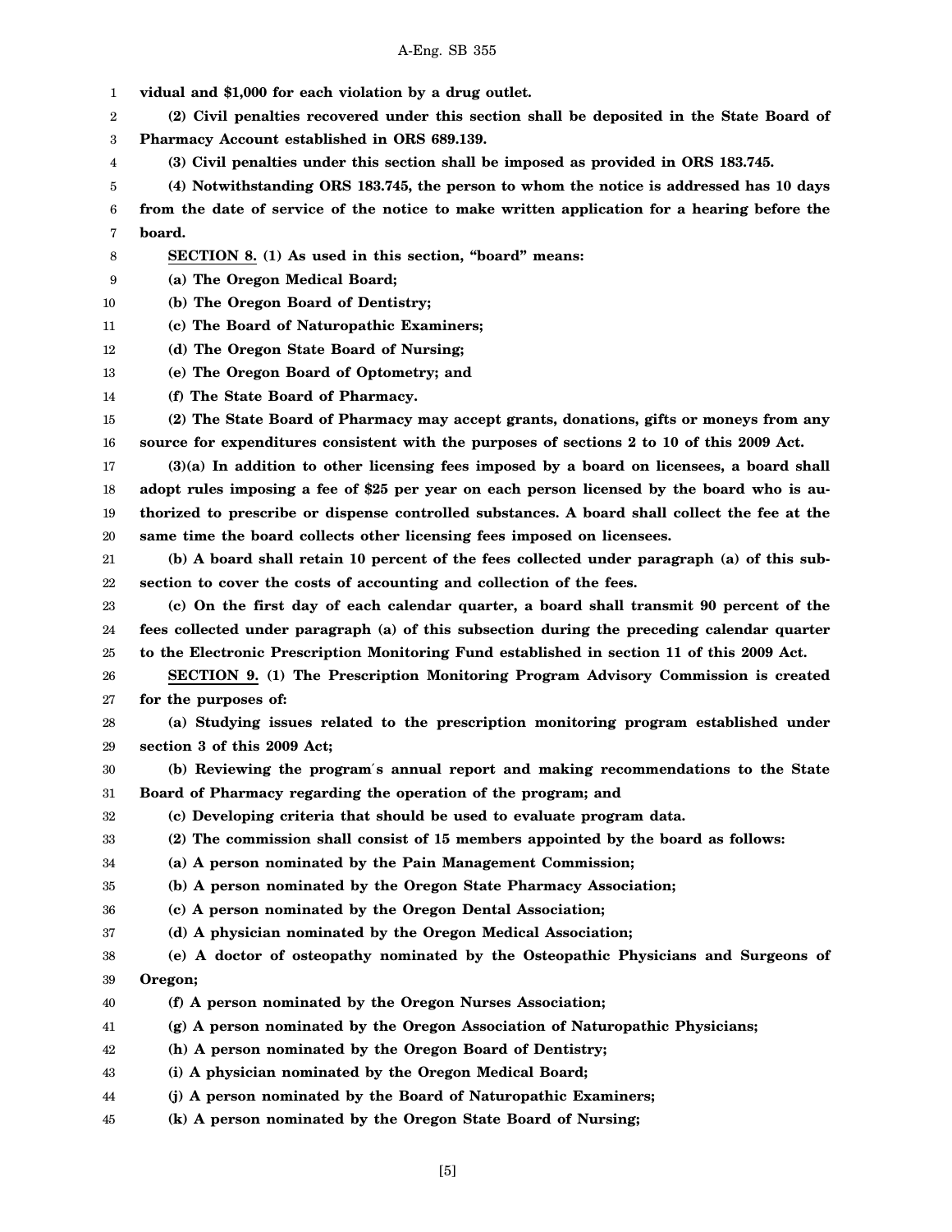**vidual and $1,000 for each violation by a drug outlet.**

**(2) Civil penalties recovered under this section shall be deposited in the State Board of Pharmacy Account established in ORS 689.139.**

**(3) Civil penalties under this section shall be imposed as provided in ORS 183.745.**

**(4) Notwithstanding ORS 183.745, the person to whom the notice is addressed has 10 days from the date of service of the notice to make written application for a hearing before the board.**

**SECTION 8. (1) As used in this section, "board" means:**

**(a) The Oregon Medical Board;**

**(b) The Oregon Board of Dentistry;**

**(c) The Board of Naturopathic Examiners;**

**(d) The Oregon State Board of Nursing;**

**(e) The Oregon Board of Optometry; and**

**(f) The State Board of Pharmacy.**

**(2) The State Board of Pharmacy may accept grants, donations, gifts or moneys from any source for expenditures consistent with the purposes of sections 2 to 10 of this 2009 Act.**

**(3)(a) In addition to other licensing fees imposed by a board on licensees, a board shall adopt rules imposing a fee of $25 per year on each person licensed by the board who is authorized to prescribe or dispense controlled substances. A board shall collect the fee at the same time the board collects other licensing fees imposed on licensees.**

**(b) A board shall retain 10 percent of the fees collected under paragraph (a) of this subsection to cover the costs of accounting and collection of the fees.**

**(c) On the first day of each calendar quarter, a board shall transmit 90 percent of the fees collected under paragraph (a) of this subsection during the preceding calendar quarter to the Electronic Prescription Monitoring Fund established in section 11 of this 2009 Act.**

**SECTION 9. (1) The Prescription Monitoring Program Advisory Commission is created for the purposes of:**

**(a) Studying issues related to the prescription monitoring program established under section 3 of this 2009 Act;**

**(b) Reviewing the program's annual report and making recommendations to the State Board of Pharmacy regarding the operation of the program; and**

**(c) Developing criteria that should be used to evaluate program data.**

**(2) The commission shall consist of 15 members appointed by the board as follows:**

**(a) A person nominated by the Pain Management Commission;**

**(b) A person nominated by the Oregon State Pharmacy Association;**

**(c) A person nominated by the Oregon Dental Association;**

**(d) A physician nominated by the Oregon Medical Association;**

**(e) A doctor of osteopathy nominated by the Osteopathic Physicians and Surgeons of Oregon;**

**(f) A person nominated by the Oregon Nurses Association;**

**(g) A person nominated by the Oregon Association of Naturopathic Physicians;**

**(h) A person nominated by the Oregon Board of Dentistry;**

**(i) A physician nominated by the Oregon Medical Board;**

**(j) A person nominated by the Board of Naturopathic Examiners;**

**(k) A person nominated by the Oregon State Board of Nursing;**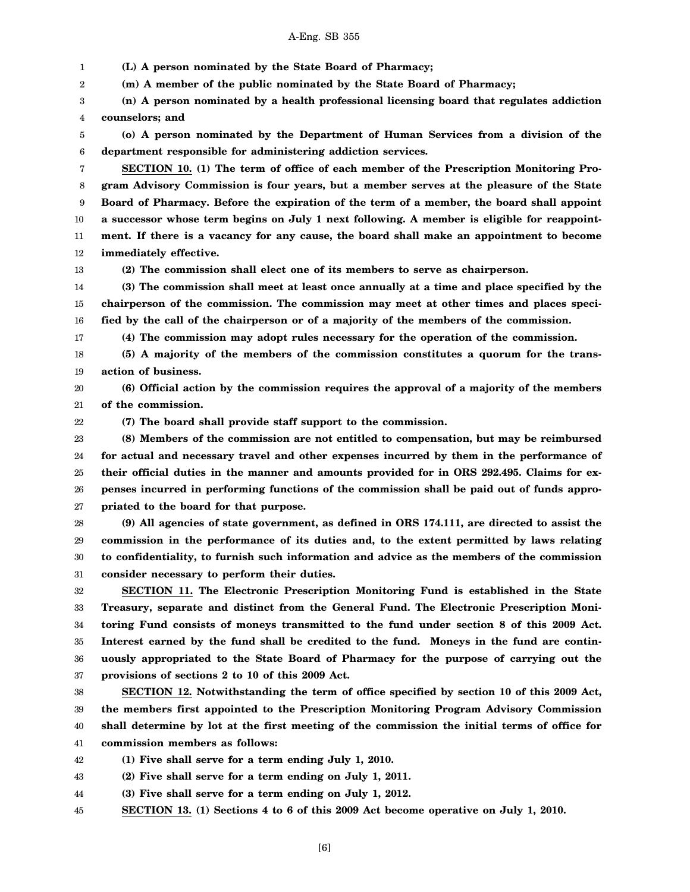**(L) A person nominated by the State Board of Pharmacy;**

**(m) A member of the public nominated by the State Board of Pharmacy;**

**(n) A person nominated by a health professional licensing board that regulates addiction counselors; and**

**(o) A person nominated by the Department of Human Services from a division of the department responsible for administering addiction services.**

**SECTION 10. (1) The term of office of each member of the Prescription Monitoring Program Advisory Commission is four years, but a member serves at the pleasure of the State Board of Pharmacy. Before the expiration of the term of a member, the board shall appoint a successor whose term begins on July 1 next following. A member is eligible for reappointment. If there is a vacancy for any cause, the board shall make an appointment to become immediately effective.**

**(2) The commission shall elect one of its members to serve as chairperson.**

**(3) The commission shall meet at least once annually at a time and place specified by the chairperson of the commission. The commission may meet at other times and places specified by the call of the chairperson or of a majority of the members of the commission.**

**(4) The commission may adopt rules necessary for the operation of the commission.**

**(5) A majority of the members of the commission constitutes a quorum for the transaction of business.**

**(6) Official action by the commission requires the approval of a majority of the members of the commission.**

**(7) The board shall provide staff support to the commission.**

**(8) Members of the commission are not entitled to compensation, but may be reimbursed for actual and necessary travel and other expenses incurred by them in the performance of their official duties in the manner and amounts provided for in ORS 292.495. Claims for expenses incurred in performing functions of the commission shall be paid out of funds appropriated to the board for that purpose.**

**(9) All agencies of state government, as defined in ORS 174.111, are directed to assist the commission in the performance of its duties and, to the extent permitted by laws relating to confidentiality, to furnish such information and advice as the members of the commission consider necessary to perform their duties.**

**SECTION 11. The Electronic Prescription Monitoring Fund is established in the State Treasury, separate and distinct from the General Fund. The Electronic Prescription Monitoring Fund consists of moneys transmitted to the fund under section 8 of this 2009 Act. Interest earned by the fund shall be credited to the fund. Moneys in the fund are continuously appropriated to the State Board of Pharmacy for the purpose of carrying out the provisions of sections 2 to 10 of this 2009 Act.**

**SECTION 12. Notwithstanding the term of office specified by section 10 of this 2009 Act, the members first appointed to the Prescription Monitoring Program Advisory Commission shall determine by lot at the first meeting of the commission the initial terms of office for commission members as follows:**

**(1) Five shall serve for a term ending July 1, 2010.**

**(2) Five shall serve for a term ending on July 1, 2011.**

**(3) Five shall serve for a term ending on July 1, 2012.**

**SECTION 13. (1) Sections 4 to 6 of this 2009 Act become operative on July 1, 2010.**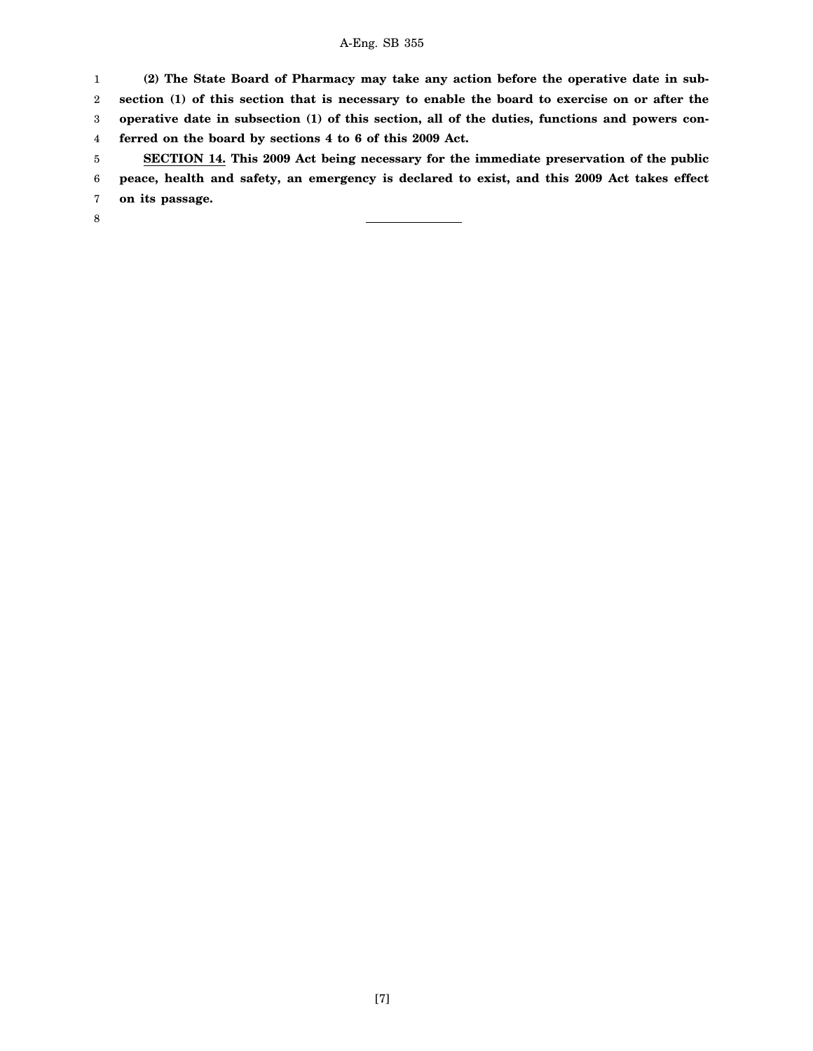**(2) The State Board of Pharmacy may take any action before the operative date in subsection (1) of this section that is necessary to enable the board to exercise on or after the operative date in subsection (1) of this section, all of the duties, functions and powers conferred on the board by sections 4 to 6 of this 2009 Act.**

**SECTION 14. This 2009 Act being necessary for the immediate preservation of the public peace, health and safety, an emergency is declared to exist, and this 2009 Act takes effect on its passage.**